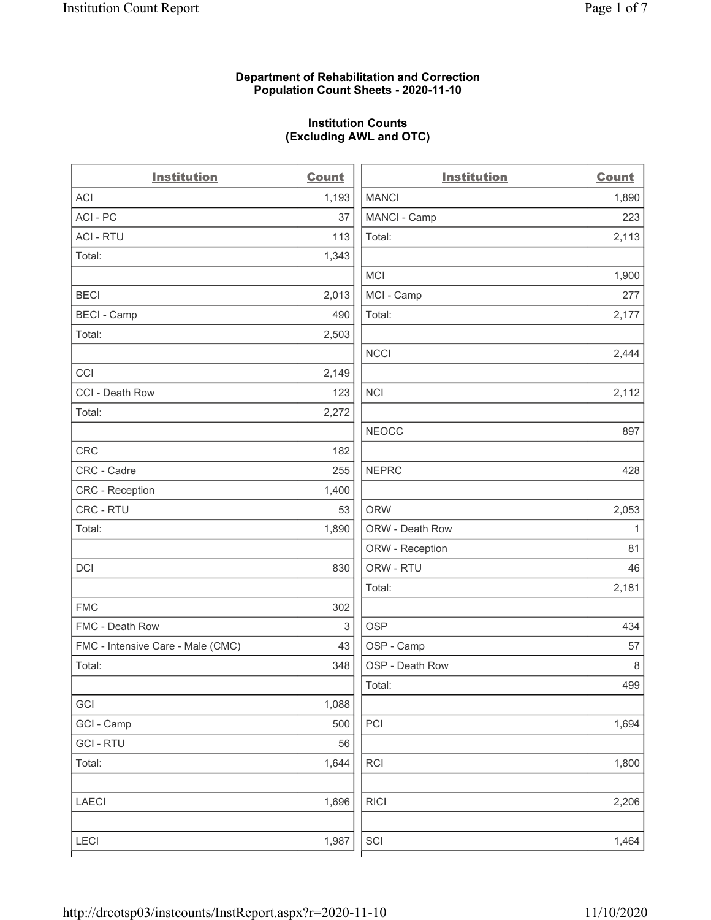**Department of Rehabilitation and Correction**
**Population Count Sheets - 2020-11-10**

**Institution Counts**
**(Excluding AWL and OTC)**

| Institution | Count |
|---|---|
| ACI | 1,193 |
| ACI - PC | 37 |
| ACI - RTU | 113 |
| Total: | 1,343 |
| | |
| BECI | 2,013 |
| BECI - Camp | 490 |
| Total: | 2,503 |
| | |
| CCI | 2,149 |
| CCI - Death Row | 123 |
| Total: | 2,272 |
| | |
| CRC | 182 |
| CRC - Cadre | 255 |
| CRC - Reception | 1,400 |
| CRC - RTU | 53 |
| Total: | 1,890 |
| | |
| DCI | 830 |
| | |
| FMC | 302 |
| FMC - Death Row | 3 |
| FMC - Intensive Care - Male (CMC) | 43 |
| Total: | 348 |
| | |
| GCI | 1,088 |
| GCI - Camp | 500 |
| GCI - RTU | 56 |
| Total: | 1,644 |
| | |
| LAECI | 1,696 |
| | |
| LECI | 1,987 |

| Institution | Count |
|---|---|
| MANCI | 1,890 |
| MANCI - Camp | 223 |
| Total: | 2,113 |
| | |
| MCI | 1,900 |
| MCI - Camp | 277 |
| Total: | 2,177 |
| | |
| NCCI | 2,444 |
| | |
| NCI | 2,112 |
| | |
| NEOCC | 897 |
| | |
| NEPRC | 428 |
| | |
| ORW | 2,053 |
| ORW - Death Row | 1 |
| ORW - Reception | 81 |
| ORW - RTU | 46 |
| Total: | 2,181 |
| | |
| OSP | 434 |
| OSP - Camp | 57 |
| OSP - Death Row | 8 |
| Total: | 499 |
| | |
| PCI | 1,694 |
| | |
| RCI | 1,800 |
| | |
| RICI | 2,206 |
| | |
| SCI | 1,464 |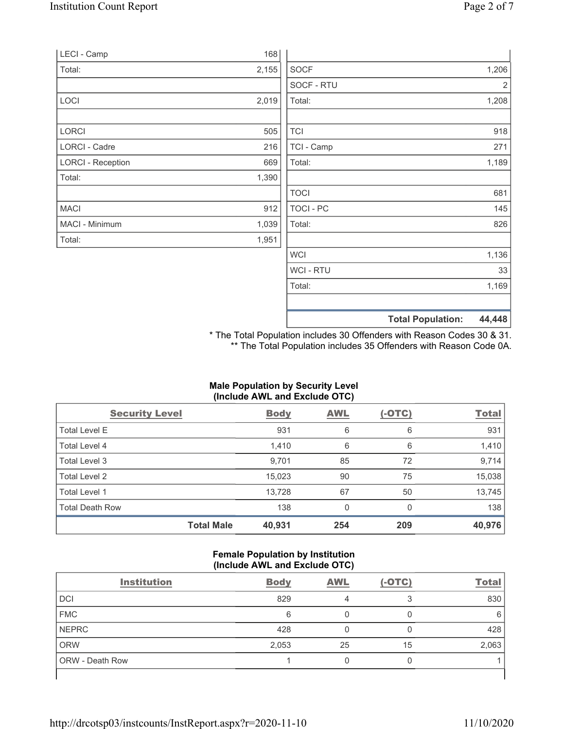| | |
|---|---|
| LECI - Camp | 168 |
| Total: | 2,155 |
| | |
| LOCI | 2,019 |
| | |
| LORCI | 505 |
| LORCI - Cadre | 216 |
| LORCI - Reception | 669 |
| Total: | 1,390 |
| | |
| MACI | 912 |
| MACI - Minimum | 1,039 |
| Total: | 1,951 |

| | |
|---|---|
| SOCF | 1,206 |
| SOCF - RTU | 2 |
| Total: | 1,208 |
| | |
| TCI | 918 |
| TCI - Camp | 271 |
| Total: | 1,189 |
| | |
| TOCI | 681 |
| TOCI - PC | 145 |
| Total: | 826 |
| | |
| WCI | 1,136 |
| WCI - RTU | 33 |
| Total: | 1,169 |
| | |
| **Total Population:** | **44,448** |

\* The Total Population includes 30 Offenders with Reason Codes 30 & 31.
\*\* The Total Population includes 35 Offenders with Reason Code 0A.

**Male Population by Security Level (Include AWL and Exclude OTC)**

| Security Level | Body | AWL | (-OTC) | Total |
|---|---|---|---|---|
| Total Level E | 931 | 6 | 6 | 931 |
| Total Level 4 | 1,410 | 6 | 6 | 1,410 |
| Total Level 3 | 9,701 | 85 | 72 | 9,714 |
| Total Level 2 | 15,023 | 90 | 75 | 15,038 |
| Total Level 1 | 13,728 | 67 | 50 | 13,745 |
| Total Death Row | 138 | 0 | 0 | 138 |
| **Total Male** | **40,931** | **254** | **209** | **40,976** |

**Female Population by Institution (Include AWL and Exclude OTC)**

| Institution | Body | AWL | (-OTC) | Total |
|---|---|---|---|---|
| DCI | 829 | 4 | 3 | 830 |
| FMC | 6 | 0 | 0 | 6 |
| NEPRC | 428 | 0 | 0 | 428 |
| ORW | 2,053 | 25 | 15 | 2,063 |
| ORW - Death Row | 1 | 0 | 0 | 1 |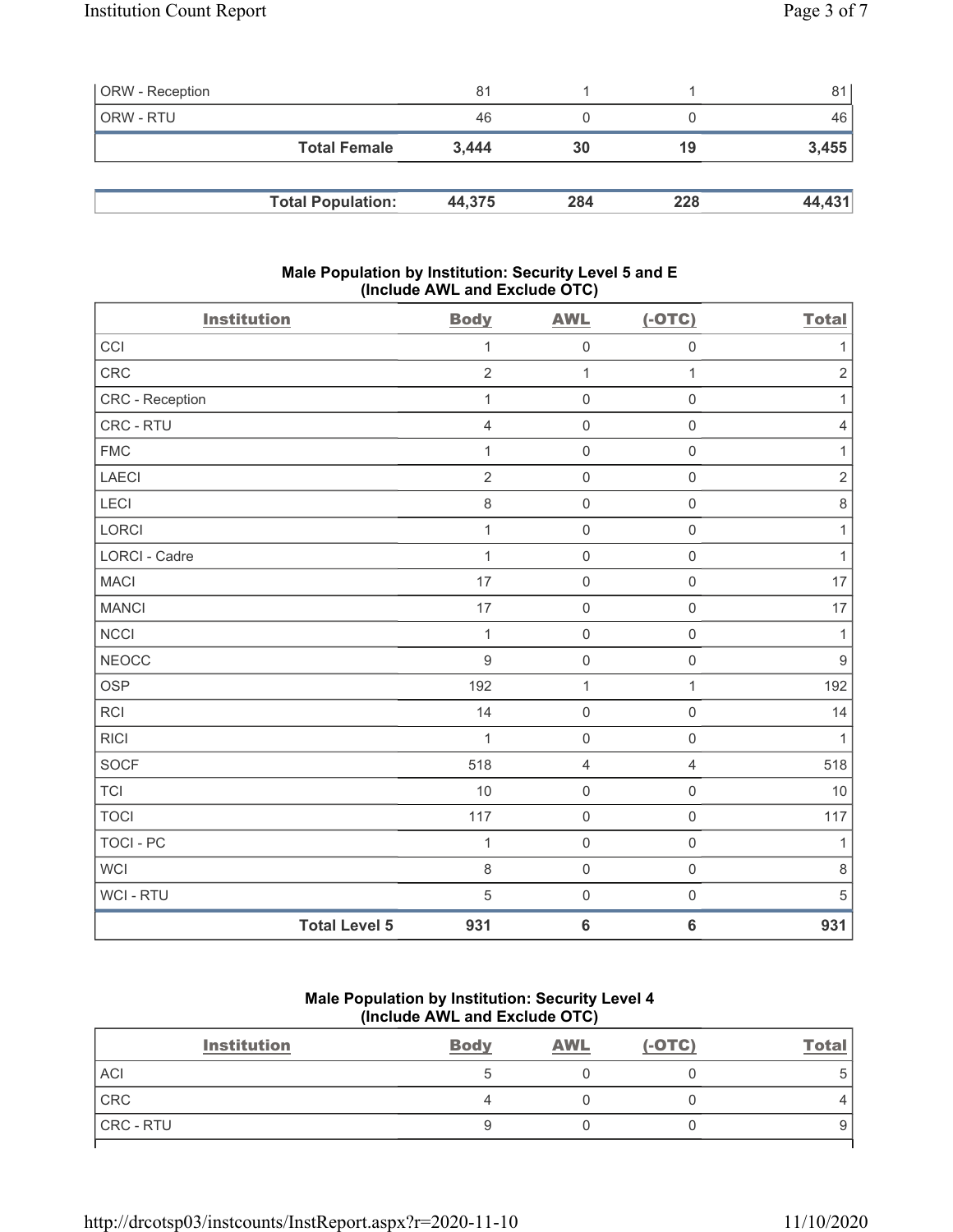| ORW - Reception | 81 | 1 | 1 | 81 |
|---|---|---|---|---|
| ORW - RTU | 46 | 0 | 0 | 46 |
| **Total Female** | **3,444** | **30** | **19** | **3,455** |

| **Total Population:** | **44,375** | **284** | **228** | **44,431** |
|---|---|---|---|---|

### Male Population by Institution: Security Level 5 and E (Include AWL and Exclude OTC)

| Institution | Body | AWL | (-OTC) | Total |
|---|---|---|---|---|
| CCI | 1 | 0 | 0 | 1 |
| CRC | 2 | 1 | 1 | 2 |
| CRC - Reception | 1 | 0 | 0 | 1 |
| CRC - RTU | 4 | 0 | 0 | 4 |
| FMC | 1 | 0 | 0 | 1 |
| LAECI | 2 | 0 | 0 | 2 |
| LECI | 8 | 0 | 0 | 8 |
| LORCI | 1 | 0 | 0 | 1 |
| LORCI - Cadre | 1 | 0 | 0 | 1 |
| MACI | 17 | 0 | 0 | 17 |
| MANCI | 17 | 0 | 0 | 17 |
| NCCI | 1 | 0 | 0 | 1 |
| NEOCC | 9 | 0 | 0 | 9 |
| OSP | 192 | 1 | 1 | 192 |
| RCI | 14 | 0 | 0 | 14 |
| RICI | 1 | 0 | 0 | 1 |
| SOCF | 518 | 4 | 4 | 518 |
| TCI | 10 | 0 | 0 | 10 |
| TOCI | 117 | 0 | 0 | 117 |
| TOCI - PC | 1 | 0 | 0 | 1 |
| WCI | 8 | 0 | 0 | 8 |
| WCI - RTU | 5 | 0 | 0 | 5 |
| **Total Level 5** | **931** | **6** | **6** | **931** |

### Male Population by Institution: Security Level 4 (Include AWL and Exclude OTC)

| Institution | Body | AWL | (-OTC) | Total |
|---|---|---|---|---|
| ACI | 5 | 0 | 0 | 5 |
| CRC | 4 | 0 | 0 | 4 |
| CRC - RTU | 9 | 0 | 0 | 9 |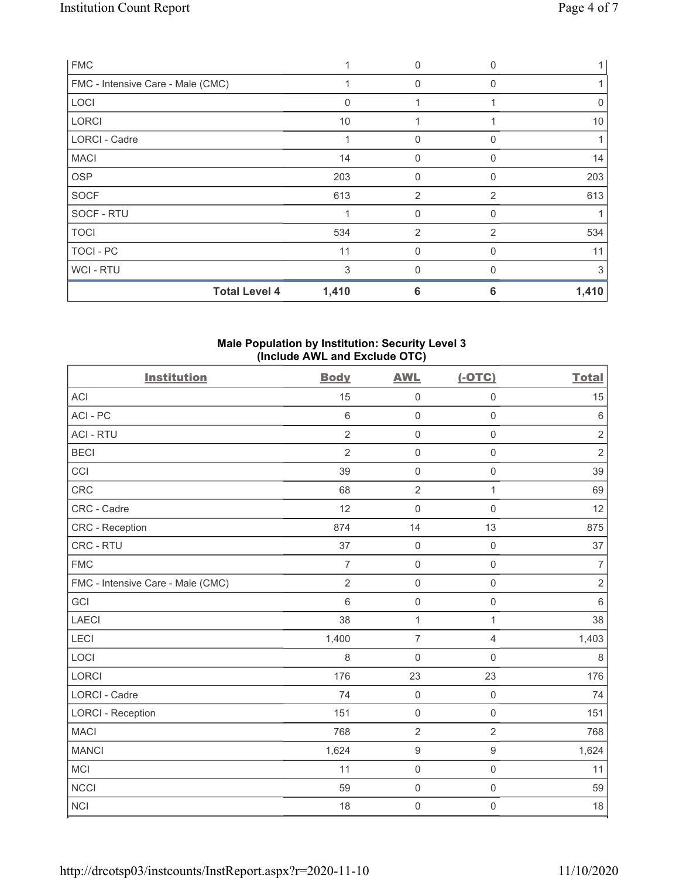| FMC | 1 | 0 | 0 | 1 |
|---|---|---|---|---|
| FMC - Intensive Care - Male (CMC) | 1 | 0 | 0 | 1 |
| LOCI | 0 | 1 | 1 | 0 |
| LORCI | 10 | 1 | 1 | 10 |
| LORCI - Cadre | 1 | 0 | 0 | 1 |
| MACI | 14 | 0 | 0 | 14 |
| OSP | 203 | 0 | 0 | 203 |
| SOCF | 613 | 2 | 2 | 613 |
| SOCF - RTU | 1 | 0 | 0 | 1 |
| TOCI | 534 | 2 | 2 | 534 |
| TOCI - PC | 11 | 0 | 0 | 11 |
| WCI - RTU | 3 | 0 | 0 | 3 |
| **Total Level 4** | **1,410** | **6** | **6** | **1,410** |

### Male Population by Institution: Security Level 3 (Include AWL and Exclude OTC)

| Institution | Body | AWL | (-OTC) | Total |
|---|---|---|---|---|
| ACI | 15 | 0 | 0 | 15 |
| ACI - PC | 6 | 0 | 0 | 6 |
| ACI - RTU | 2 | 0 | 0 | 2 |
| BECI | 2 | 0 | 0 | 2 |
| CCI | 39 | 0 | 0 | 39 |
| CRC | 68 | 2 | 1 | 69 |
| CRC - Cadre | 12 | 0 | 0 | 12 |
| CRC - Reception | 874 | 14 | 13 | 875 |
| CRC - RTU | 37 | 0 | 0 | 37 |
| FMC | 7 | 0 | 0 | 7 |
| FMC - Intensive Care - Male (CMC) | 2 | 0 | 0 | 2 |
| GCI | 6 | 0 | 0 | 6 |
| LAECI | 38 | 1 | 1 | 38 |
| LECI | 1,400 | 7 | 4 | 1,403 |
| LOCI | 8 | 0 | 0 | 8 |
| LORCI | 176 | 23 | 23 | 176 |
| LORCI - Cadre | 74 | 0 | 0 | 74 |
| LORCI - Reception | 151 | 0 | 0 | 151 |
| MACI | 768 | 2 | 2 | 768 |
| MANCI | 1,624 | 9 | 9 | 1,624 |
| MCI | 11 | 0 | 0 | 11 |
| NCCI | 59 | 0 | 0 | 59 |
| NCI | 18 | 0 | 0 | 18 |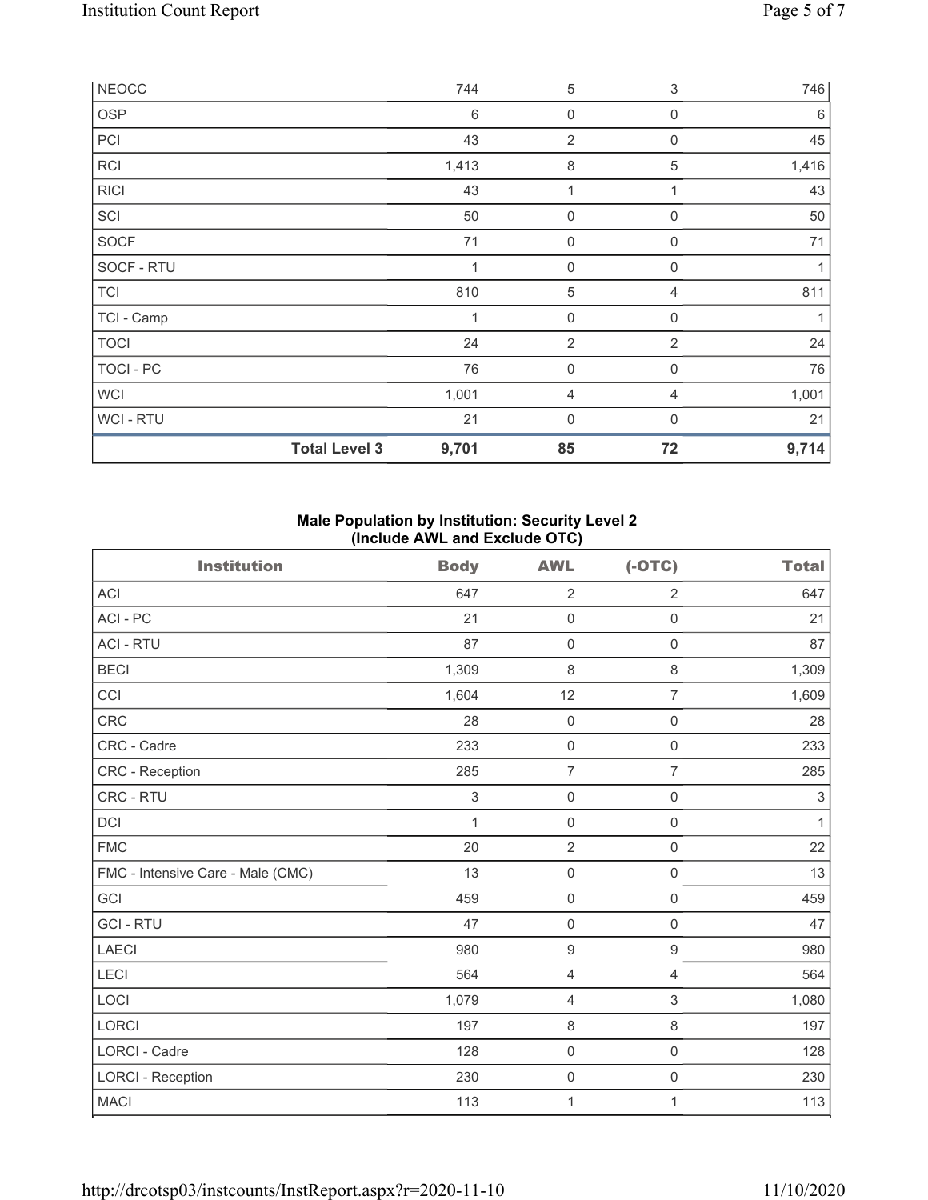| NEOCC | | 744 | 5 | 3 | 746 |
|---|---|---|---|---|---|
| OSP | | 6 | 0 | 0 | 6 |
| PCI | | 43 | 2 | 0 | 45 |
| RCI | | 1,413 | 8 | 5 | 1,416 |
| RICI | | 43 | 1 | 1 | 43 |
| SCI | | 50 | 0 | 0 | 50 |
| SOCF | | 71 | 0 | 0 | 71 |
| SOCF - RTU | | 1 | 0 | 0 | 1 |
| TCI | | 810 | 5 | 4 | 811 |
| TCI - Camp | | 1 | 0 | 0 | 1 |
| TOCI | | 24 | 2 | 2 | 24 |
| TOCI - PC | | 76 | 0 | 0 | 76 |
| WCI | | 1,001 | 4 | 4 | 1,001 |
| WCI - RTU | | 21 | 0 | 0 | 21 |
| | **Total Level 3** | **9,701** | **85** | **72** | **9,714** |

**Male Population by Institution: Security Level 2 (Include AWL and Exclude OTC)**

| Institution | Body | AWL | (-OTC) | Total |
|---|---|---|---|---|
| ACI | 647 | 2 | 2 | 647 |
| ACI - PC | 21 | 0 | 0 | 21 |
| ACI - RTU | 87 | 0 | 0 | 87 |
| BECI | 1,309 | 8 | 8 | 1,309 |
| CCI | 1,604 | 12 | 7 | 1,609 |
| CRC | 28 | 0 | 0 | 28 |
| CRC - Cadre | 233 | 0 | 0 | 233 |
| CRC - Reception | 285 | 7 | 7 | 285 |
| CRC - RTU | 3 | 0 | 0 | 3 |
| DCI | 1 | 0 | 0 | 1 |
| FMC | 20 | 2 | 0 | 22 |
| FMC - Intensive Care - Male (CMC) | 13 | 0 | 0 | 13 |
| GCI | 459 | 0 | 0 | 459 |
| GCI - RTU | 47 | 0 | 0 | 47 |
| LAECI | 980 | 9 | 9 | 980 |
| LECI | 564 | 4 | 4 | 564 |
| LOCI | 1,079 | 4 | 3 | 1,080 |
| LORCI | 197 | 8 | 8 | 197 |
| LORCI - Cadre | 128 | 0 | 0 | 128 |
| LORCI - Reception | 230 | 0 | 0 | 230 |
| MACI | 113 | 1 | 1 | 113 |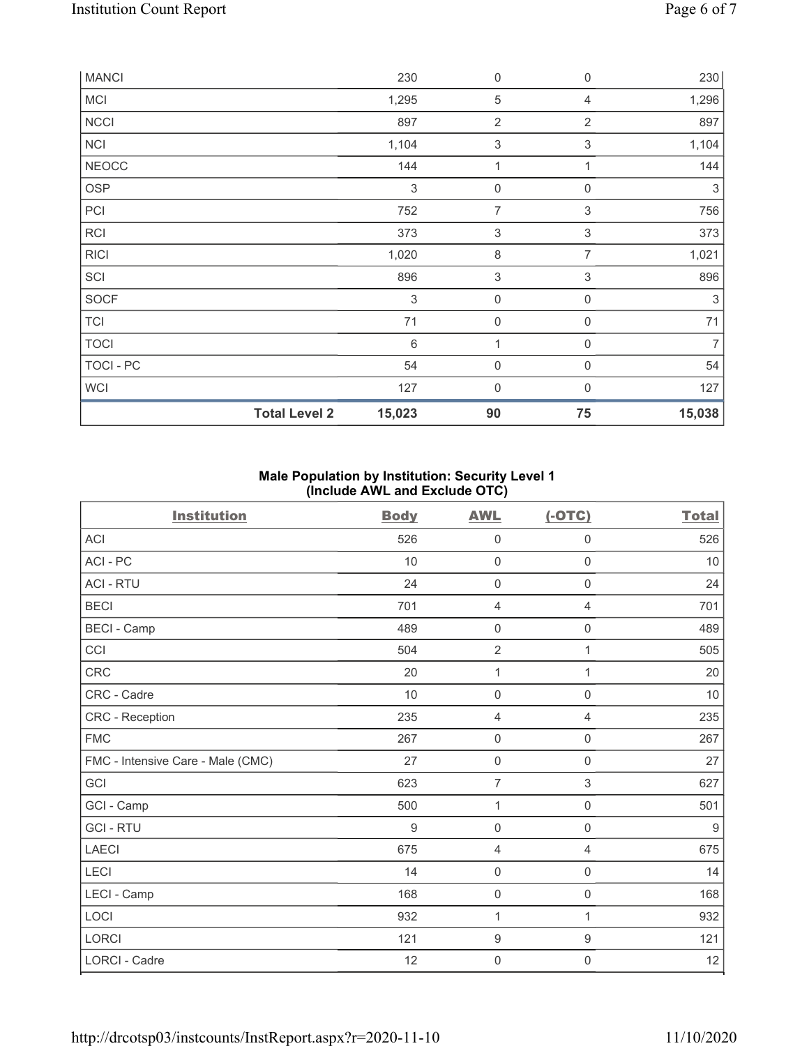| MANCI | | 230 | 0 | 0 | 230 |
|---|---|---|---|---|---|
| MCI | | 1,295 | 5 | 4 | 1,296 |
| NCCI | | 897 | 2 | 2 | 897 |
| NCI | | 1,104 | 3 | 3 | 1,104 |
| NEOCC | | 144 | 1 | 1 | 144 |
| OSP | | 3 | 0 | 0 | 3 |
| PCI | | 752 | 7 | 3 | 756 |
| RCI | | 373 | 3 | 3 | 373 |
| RICI | | 1,020 | 8 | 7 | 1,021 |
| SCI | | 896 | 3 | 3 | 896 |
| SOCF | | 3 | 0 | 0 | 3 |
| TCI | | 71 | 0 | 0 | 71 |
| TOCI | | 6 | 1 | 0 | 7 |
| TOCI - PC | | 54 | 0 | 0 | 54 |
| WCI | | 127 | 0 | 0 | 127 |
| | **Total Level 2** | **15,023** | **90** | **75** | **15,038** |

**Male Population by Institution: Security Level 1 (Include AWL and Exclude OTC)**

| Institution | Body | AWL | (-OTC) | Total |
|---|---|---|---|---|
| ACI | 526 | 0 | 0 | 526 |
| ACI - PC | 10 | 0 | 0 | 10 |
| ACI - RTU | 24 | 0 | 0 | 24 |
| BECI | 701 | 4 | 4 | 701 |
| BECI - Camp | 489 | 0 | 0 | 489 |
| CCI | 504 | 2 | 1 | 505 |
| CRC | 20 | 1 | 1 | 20 |
| CRC - Cadre | 10 | 0 | 0 | 10 |
| CRC - Reception | 235 | 4 | 4 | 235 |
| FMC | 267 | 0 | 0 | 267 |
| FMC - Intensive Care - Male (CMC) | 27 | 0 | 0 | 27 |
| GCI | 623 | 7 | 3 | 627 |
| GCI - Camp | 500 | 1 | 0 | 501 |
| GCI - RTU | 9 | 0 | 0 | 9 |
| LAECI | 675 | 4 | 4 | 675 |
| LECI | 14 | 0 | 0 | 14 |
| LECI - Camp | 168 | 0 | 0 | 168 |
| LOCI | 932 | 1 | 1 | 932 |
| LORCI | 121 | 9 | 9 | 121 |
| LORCI - Cadre | 12 | 0 | 0 | 12 |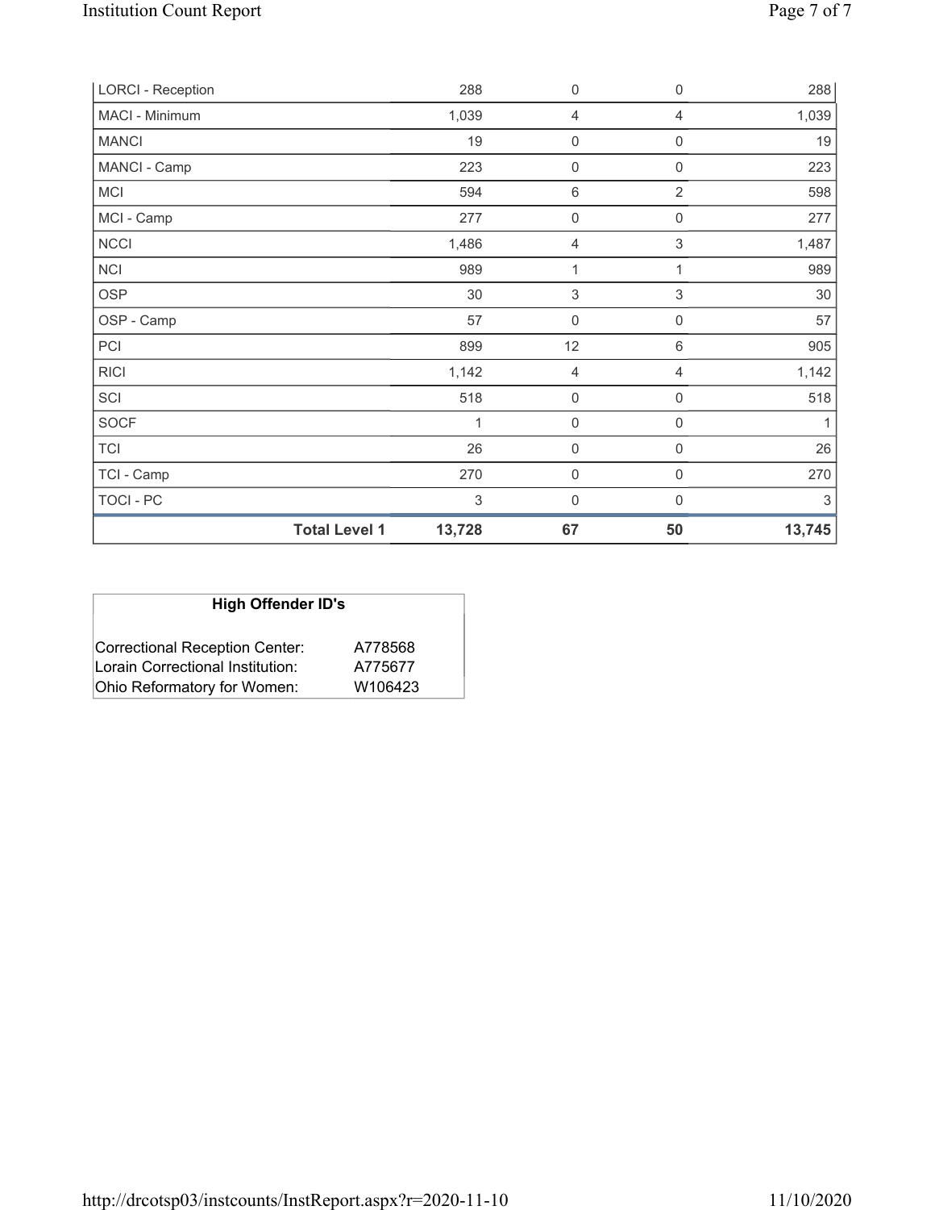| | | | | |
|---|---|---|---|---|
| LORCI - Reception | 288 | 0 | 0 | 288 |
| MACI - Minimum | 1,039 | 4 | 4 | 1,039 |
| MANCI | 19 | 0 | 0 | 19 |
| MANCI - Camp | 223 | 0 | 0 | 223 |
| MCI | 594 | 6 | 2 | 598 |
| MCI - Camp | 277 | 0 | 0 | 277 |
| NCCI | 1,486 | 4 | 3 | 1,487 |
| NCI | 989 | 1 | 1 | 989 |
| OSP | 30 | 3 | 3 | 30 |
| OSP - Camp | 57 | 0 | 0 | 57 |
| PCI | 899 | 12 | 6 | 905 |
| RICI | 1,142 | 4 | 4 | 1,142 |
| SCI | 518 | 0 | 0 | 518 |
| SOCF | 1 | 0 | 0 | 1 |
| TCI | 26 | 0 | 0 | 26 |
| TCI - Camp | 270 | 0 | 0 | 270 |
| TOCI - PC | 3 | 0 | 0 | 3 |
| **Total Level 1** | **13,728** | **67** | **50** | **13,745** |

| High Offender ID's | |
|---|---|
| Correctional Reception Center: | A778568 |
| Lorain Correctional Institution: | A775677 |
| Ohio Reformatory for Women: | W106423 |